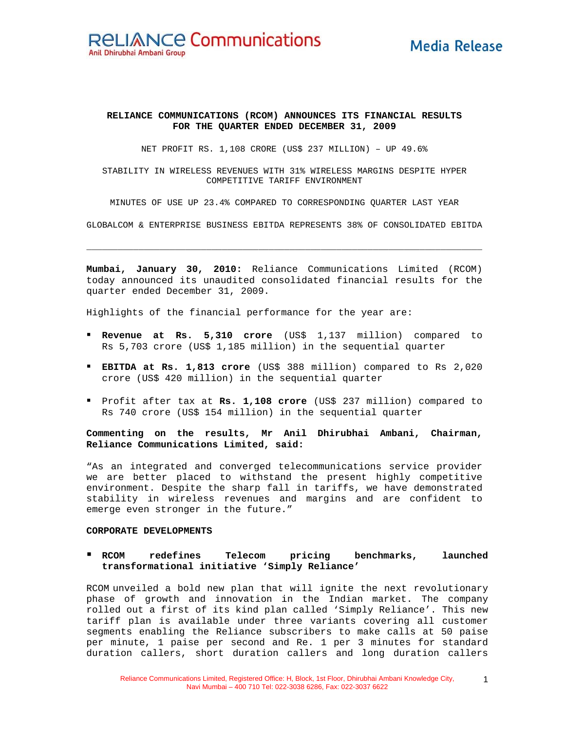Media Release

# RELIANCE COMMUNICATIONS (RCOM) ANNOUNCES ITS FINANCIAL RESULTS FOR THE QUARTER ENDED DECEMBER 31, 2009

NET PROFIT RS. 1,108 CRORE (US$ 237 MILLION) – UP 49.6%

STABILITY IN WIRELESS REVENUES WITH 31% WIRELESS MARGINS DESPITE HYPER COMPETITIVE TARIFF ENVIRONMENT

MINUTES OF USE UP 23.4% COMPARED TO CORRESPONDING QUARTER LAST YEAR

GLOBALCOM & ENTERPRISE BUSINESS EBITDA REPRESENTS 38% OF CONSOLIDATED EBITDA

---

**Mumbai, January 30, 2010:** Reliance Communications Limited (RCOM) today announced its unaudited consolidated financial results for the quarter ended December 31, 2009.

Highlights of the financial performance for the year are:

- **Revenue at Rs. 5,310 crore** (US$ 1,137 million) compared to Rs 5,703 crore (US$ 1,185 million) in the sequential quarter
- **EBITDA at Rs. 1,813 crore** (US$ 388 million) compared to Rs 2,020 crore (US$ 420 million) in the sequential quarter
- Profit after tax at **Rs. 1,108 crore** (US$ 237 million) compared to Rs 740 crore (US$ 154 million) in the sequential quarter

**Commenting on the results, Mr Anil Dhirubhai Ambani, Chairman, Reliance Communications Limited, said:**

"As an integrated and converged telecommunications service provider we are better placed to withstand the present highly competitive environment. Despite the sharp fall in tariffs, we have demonstrated stability in wireless revenues and margins and are confident to emerge even stronger in the future."

## CORPORATE DEVELOPMENTS

- **RCOM redefines Telecom pricing benchmarks, launched transformational initiative 'Simply Reliance'**

RCOM unveiled a bold new plan that will ignite the next revolutionary phase of growth and innovation in the Indian market. The company rolled out a first of its kind plan called 'Simply Reliance'. This new tariff plan is available under three variants covering all customer segments enabling the Reliance subscribers to make calls at 50 paise per minute, 1 paise per second and Re. 1 per 3 minutes for standard duration callers, short duration callers and long duration callers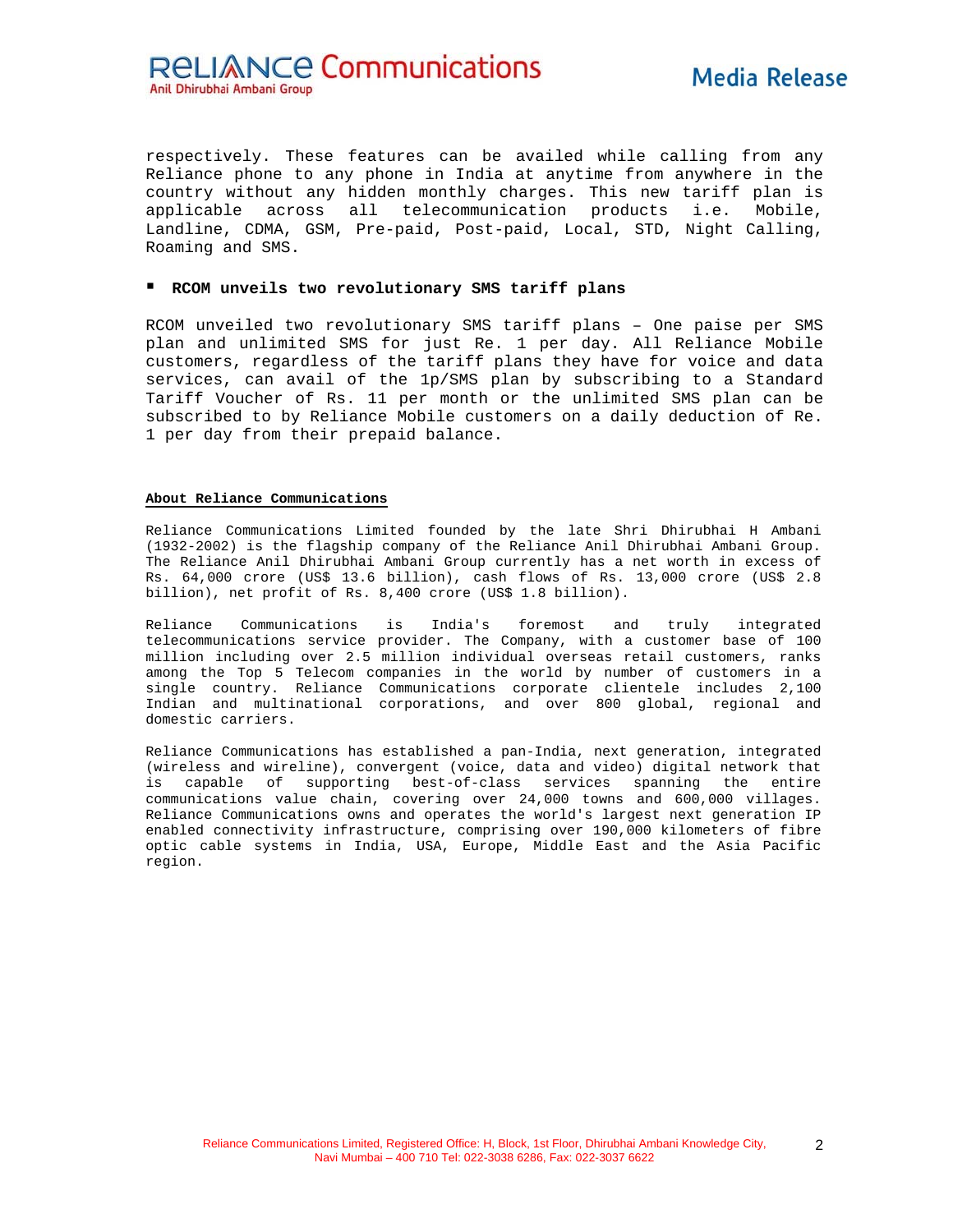respectively. These features can be availed while calling from any Reliance phone to any phone in India at anytime from anywhere in the country without any hidden monthly charges. This new tariff plan is applicable across all telecommunication products i.e. Mobile, Landline, CDMA, GSM, Pre-paid, Post-paid, Local, STD, Night Calling, Roaming and SMS.

- **RCOM unveils two revolutionary SMS tariff plans**

RCOM unveiled two revolutionary SMS tariff plans – One paise per SMS plan and unlimited SMS for just Re. 1 per day. All Reliance Mobile customers, regardless of the tariff plans they have for voice and data services, can avail of the 1p/SMS plan by subscribing to a Standard Tariff Voucher of Rs. 11 per month or the unlimited SMS plan can be subscribed to by Reliance Mobile customers on a daily deduction of Re. 1 per day from their prepaid balance.

**About Reliance Communications**

Reliance Communications Limited founded by the late Shri Dhirubhai H Ambani (1932-2002) is the flagship company of the Reliance Anil Dhirubhai Ambani Group. The Reliance Anil Dhirubhai Ambani Group currently has a net worth in excess of Rs. 64,000 crore (US$ 13.6 billion), cash flows of Rs. 13,000 crore (US$ 2.8 billion), net profit of Rs. 8,400 crore (US$ 1.8 billion).

Reliance Communications is India's foremost and truly integrated telecommunications service provider. The Company, with a customer base of 100 million including over 2.5 million individual overseas retail customers, ranks among the Top 5 Telecom companies in the world by number of customers in a single country. Reliance Communications corporate clientele includes 2,100 Indian and multinational corporations, and over 800 global, regional and domestic carriers.

Reliance Communications has established a pan-India, next generation, integrated (wireless and wireline), convergent (voice, data and video) digital network that is capable of supporting best-of-class services spanning the entire communications value chain, covering over 24,000 towns and 600,000 villages. Reliance Communications owns and operates the world's largest next generation IP enabled connectivity infrastructure, comprising over 190,000 kilometers of fibre optic cable systems in India, USA, Europe, Middle East and the Asia Pacific region.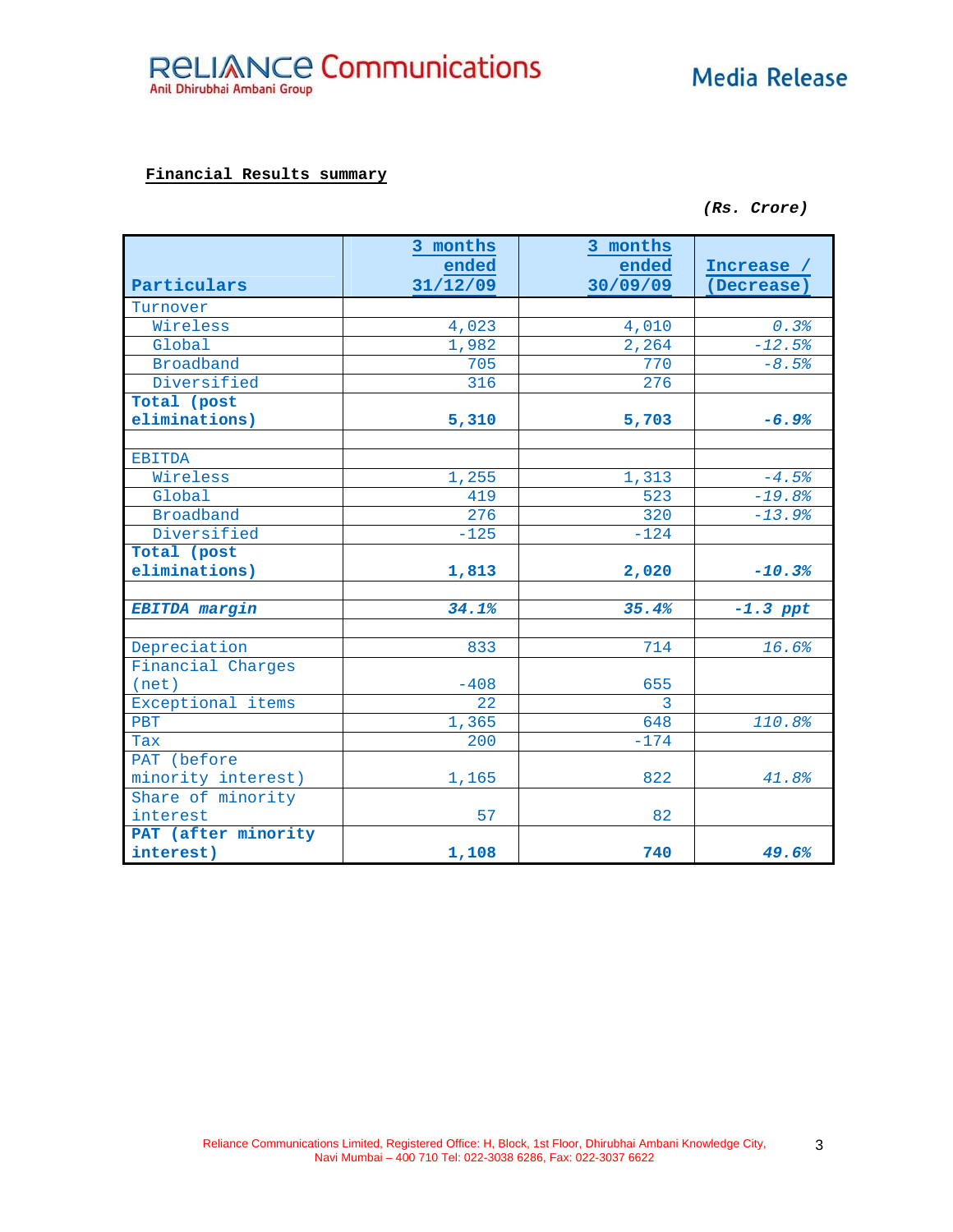**Financial Results summary**

*(Rs. Crore)*

| Particulars | 3 months ended 31/12/09 | 3 months ended 30/09/09 | Increase / (Decrease) |
|---|---|---|---|
| Turnover | | | |
| Wireless | 4,023 | 4,010 | *0.3%* |
| Global | 1,982 | 2,264 | *-12.5%* |
| Broadband | 705 | 770 | *-8.5%* |
| Diversified | 316 | 276 | |
| **Total (post eliminations)** | **5,310** | **5,703** | ***-6.9%*** |
| | | | |
| EBITDA | | | |
| Wireless | 1,255 | 1,313 | *-4.5%* |
| Global | 419 | 523 | *-19.8%* |
| Broadband | 276 | 320 | *-13.9%* |
| Diversified | -125 | -124 | |
| **Total (post eliminations)** | **1,813** | **2,020** | ***-10.3%*** |
| | | | |
| ***EBITDA margin*** | ***34.1%*** | ***35.4%*** | ***-1.3 ppt*** |
| | | | |
| Depreciation | 833 | 714 | *16.6%* |
| Financial Charges (net) | -408 | 655 | |
| Exceptional items | 22 | 3 | |
| PBT | 1,365 | 648 | *110.8%* |
| Tax | 200 | -174 | |
| PAT (before minority interest) | 1,165 | 822 | *41.8%* |
| Share of minority interest | 57 | 82 | |
| **PAT (after minority interest)** | **1,108** | **740** | ***49.6%*** |